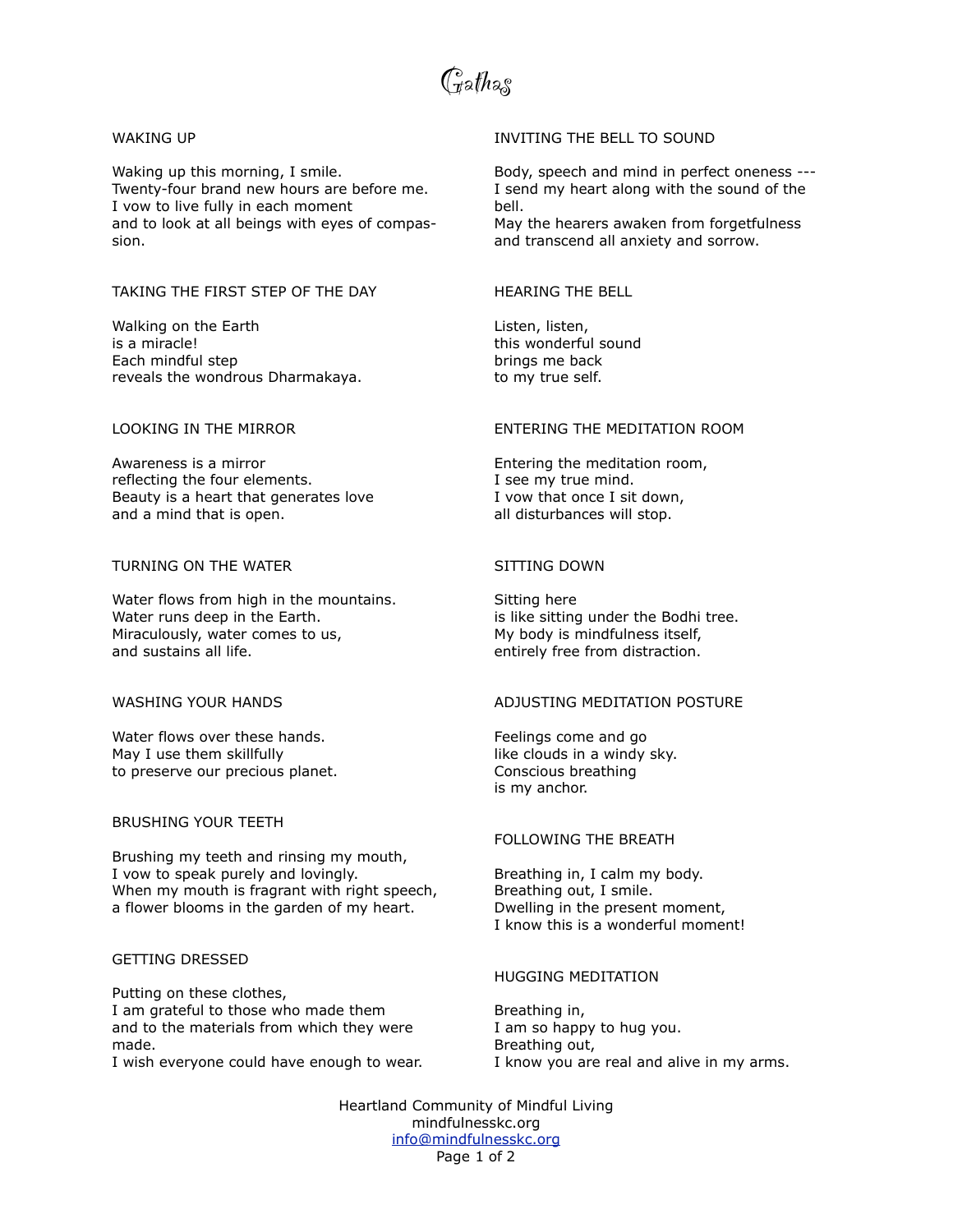# Gathas

## WAKING UP

Waking up this morning, I smile.
Twenty-four brand new hours are before me.
I vow to live fully in each moment
and to look at all beings with eyes of compassion.

## TAKING THE FIRST STEP OF THE DAY

Walking on the Earth
is a miracle!
Each mindful step
reveals the wondrous Dharmakaya.

## LOOKING IN THE MIRROR

Awareness is a mirror
reflecting the four elements.
Beauty is a heart that generates love
and a mind that is open.

## TURNING ON THE WATER

Water flows from high in the mountains.
Water runs deep in the Earth.
Miraculously, water comes to us,
and sustains all life.

## WASHING YOUR HANDS

Water flows over these hands.
May I use them skillfully
to preserve our precious planet.

## BRUSHING YOUR TEETH

Brushing my teeth and rinsing my mouth,
I vow to speak purely and lovingly.
When my mouth is fragrant with right speech,
a flower blooms in the garden of my heart.

## GETTING DRESSED

Putting on these clothes,
I am grateful to those who made them
and to the materials from which they were made.
I wish everyone could have enough to wear.

## INVITING THE BELL TO SOUND

Body, speech and mind in perfect oneness ---
I send my heart along with the sound of the bell.
May the hearers awaken from forgetfulness
and transcend all anxiety and sorrow.

## HEARING THE BELL

Listen, listen,
this wonderful sound
brings me back
to my true self.

## ENTERING THE MEDITATION ROOM

Entering the meditation room,
I see my true mind.
I vow that once I sit down,
all disturbances will stop.

## SITTING DOWN

Sitting here
is like sitting under the Bodhi tree.
My body is mindfulness itself,
entirely free from distraction.

## ADJUSTING MEDITATION POSTURE

Feelings come and go
like clouds in a windy sky.
Conscious breathing
is my anchor.

## FOLLOWING THE BREATH

Breathing in, I calm my body.
Breathing out, I smile.
Dwelling in the present moment,
I know this is a wonderful moment!

## HUGGING MEDITATION

Breathing in,
I am so happy to hug you.
Breathing out,
I know you are real and alive in my arms.

Heartland Community of Mindful Living
mindfulnesskc.org
info@mindfulnesskc.org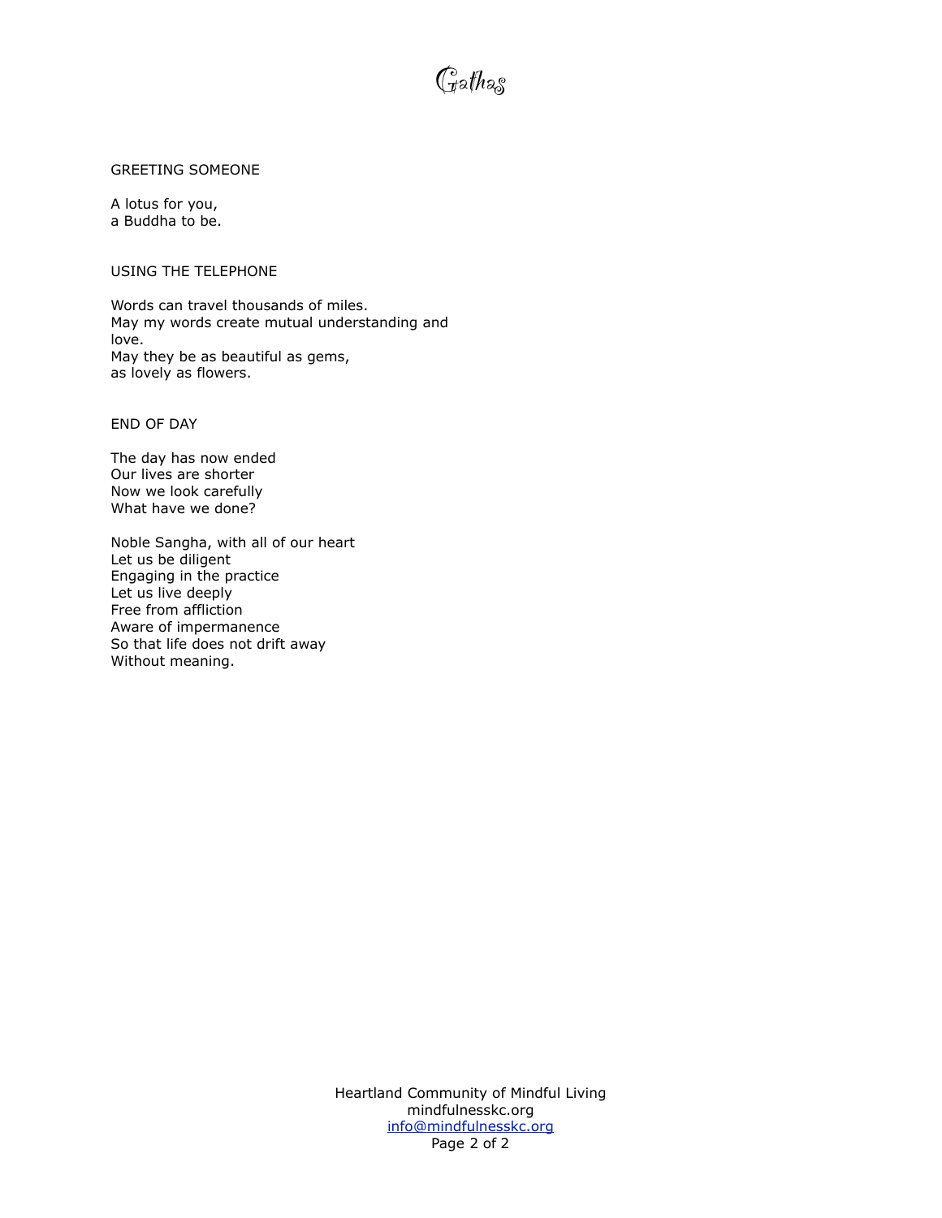# Gathas

## GREETING SOMEONE

A lotus for you,
a Buddha to be.

## USING THE TELEPHONE

Words can travel thousands of miles.
May my words create mutual understanding and love.
May they be as beautiful as gems,
as lovely as flowers.

## END OF DAY

The day has now ended
Our lives are shorter
Now we look carefully
What have we done?

Noble Sangha, with all of our heart
Let us be diligent
Engaging in the practice
Let us live deeply
Free from affliction
Aware of impermanence
So that life does not drift away
Without meaning.

Heartland Community of Mindful Living
mindfulnesskc.org
info@mindfulnesskc.org